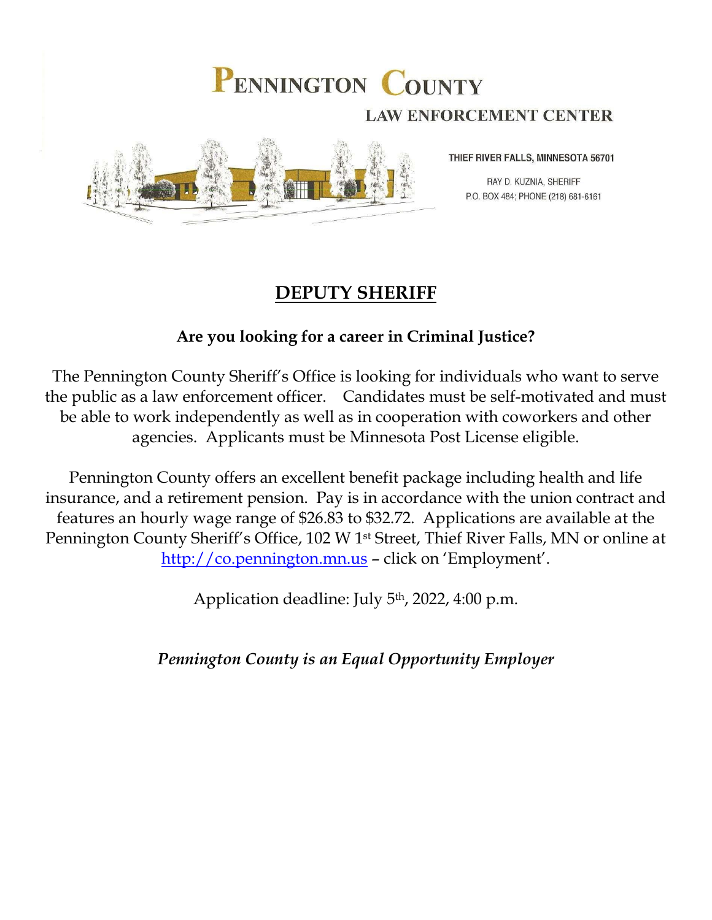# PENNINGTON COUNTY

## LAW ENFORCEMENT CENTER

THIEF RIVER FALLS, MINNESOTA 56701

RAY D. KUZNIA, SHERIFF
P.O. BOX 484; PHONE (218) 681-6161

## DEPUTY SHERIFF

**Are you looking for a career in Criminal Justice?**

The Pennington County Sheriff's Office is looking for individuals who want to serve the public as a law enforcement officer. Candidates must be self-motivated and must be able to work independently as well as in cooperation with coworkers and other agencies. Applicants must be Minnesota Post License eligible.

Pennington County offers an excellent benefit package including health and life insurance, and a retirement pension. Pay is in accordance with the union contract and features an hourly wage range of $26.83 to $32.72. Applications are available at the Pennington County Sheriff's Office, 102 W 1st Street, Thief River Falls, MN or online at http://co.pennington.mn.us – click on 'Employment'.

Application deadline: July 5th, 2022, 4:00 p.m.

***Pennington County is an Equal Opportunity Employer***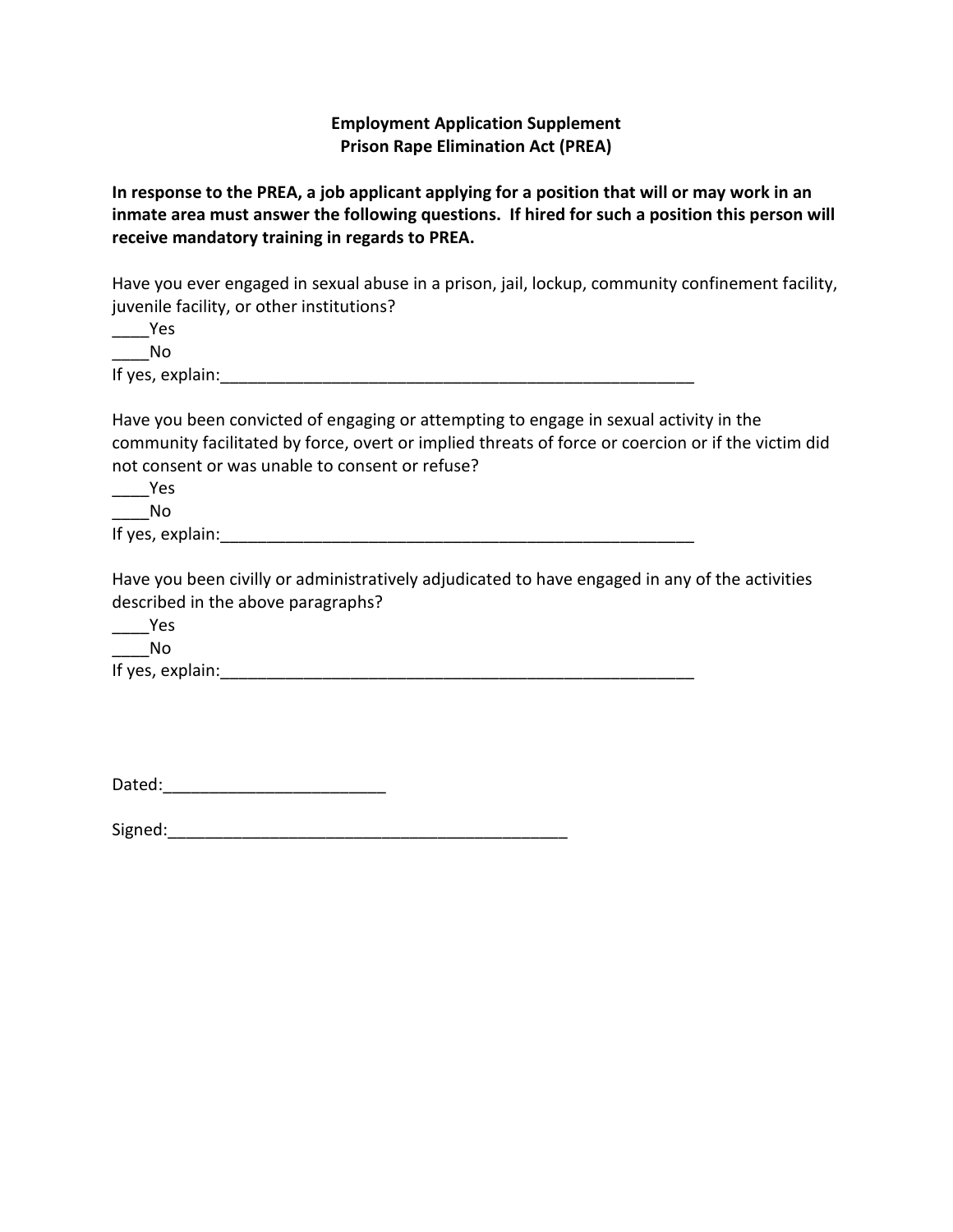**Employment Application Supplement**
**Prison Rape Elimination Act (PREA)**

**In response to the PREA, a job applicant applying for a position that will or may work in an inmate area must answer the following questions. If hired for such a position this person will receive mandatory training in regards to PREA.**

Have you ever engaged in sexual abuse in a prison, jail, lockup, community confinement facility, juvenile facility, or other institutions?

____Yes
____No
If yes, explain:______________________________________________________

Have you been convicted of engaging or attempting to engage in sexual activity in the community facilitated by force, overt or implied threats of force or coercion or if the victim did not consent or was unable to consent or refuse?

____Yes
____No
If yes, explain:______________________________________________________

Have you been civilly or administratively adjudicated to have engaged in any of the activities described in the above paragraphs?

____Yes
____No
If yes, explain:______________________________________________________

Dated:________________________

Signed:____________________________________________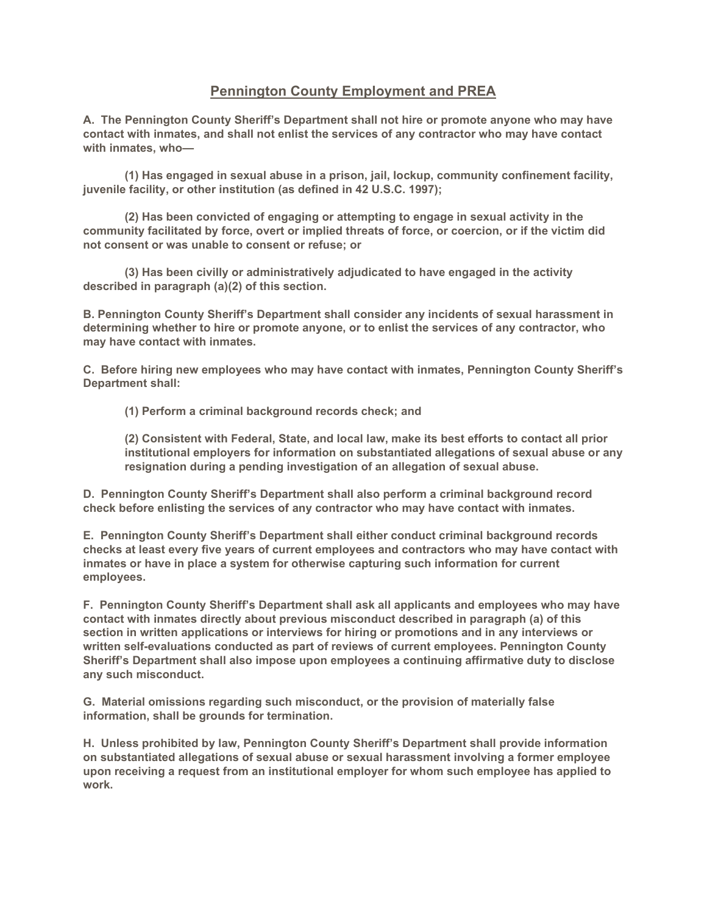## Pennington County Employment and PREA

**A. The Pennington County Sheriff's Department shall not hire or promote anyone who may have contact with inmates, and shall not enlist the services of any contractor who may have contact with inmates, who—**

**(1) Has engaged in sexual abuse in a prison, jail, lockup, community confinement facility, juvenile facility, or other institution (as defined in 42 U.S.C. 1997);**

**(2) Has been convicted of engaging or attempting to engage in sexual activity in the community facilitated by force, overt or implied threats of force, or coercion, or if the victim did not consent or was unable to consent or refuse; or**

**(3) Has been civilly or administratively adjudicated to have engaged in the activity described in paragraph (a)(2) of this section.**

**B. Pennington County Sheriff's Department shall consider any incidents of sexual harassment in determining whether to hire or promote anyone, or to enlist the services of any contractor, who may have contact with inmates.**

**C. Before hiring new employees who may have contact with inmates, Pennington County Sheriff's Department shall:**

**(1) Perform a criminal background records check; and**

**(2) Consistent with Federal, State, and local law, make its best efforts to contact all prior institutional employers for information on substantiated allegations of sexual abuse or any resignation during a pending investigation of an allegation of sexual abuse.**

**D. Pennington County Sheriff's Department shall also perform a criminal background record check before enlisting the services of any contractor who may have contact with inmates.**

**E. Pennington County Sheriff's Department shall either conduct criminal background records checks at least every five years of current employees and contractors who may have contact with inmates or have in place a system for otherwise capturing such information for current employees.**

**F. Pennington County Sheriff's Department shall ask all applicants and employees who may have contact with inmates directly about previous misconduct described in paragraph (a) of this section in written applications or interviews for hiring or promotions and in any interviews or written self-evaluations conducted as part of reviews of current employees. Pennington County Sheriff's Department shall also impose upon employees a continuing affirmative duty to disclose any such misconduct.**

**G. Material omissions regarding such misconduct, or the provision of materially false information, shall be grounds for termination.**

**H. Unless prohibited by law, Pennington County Sheriff's Department shall provide information on substantiated allegations of sexual abuse or sexual harassment involving a former employee upon receiving a request from an institutional employer for whom such employee has applied to work.**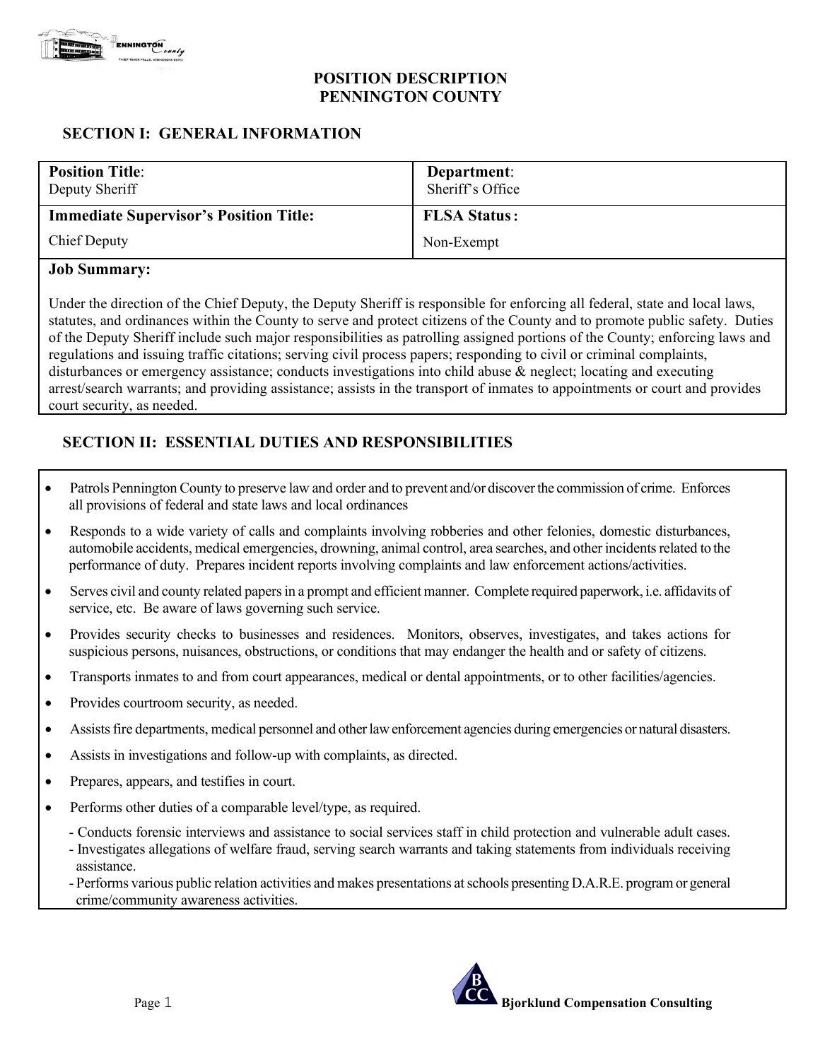# POSITION DESCRIPTION
# PENNINGTON COUNTY

## SECTION I: GENERAL INFORMATION

| **Position Title**: Deputy Sheriff | **Department**: Sheriff's Office |
|---|---|
| **Immediate Supervisor's Position Title:** Chief Deputy | **FLSA Status:** Non-Exempt |

**Job Summary:**

Under the direction of the Chief Deputy, the Deputy Sheriff is responsible for enforcing all federal, state and local laws, statutes, and ordinances within the County to serve and protect citizens of the County and to promote public safety. Duties of the Deputy Sheriff include such major responsibilities as patrolling assigned portions of the County; enforcing laws and regulations and issuing traffic citations; serving civil process papers; responding to civil or criminal complaints, disturbances or emergency assistance; conducts investigations into child abuse & neglect; locating and executing arrest/search warrants; and providing assistance; assists in the transport of inmates to appointments or court and provides court security, as needed.

## SECTION II: ESSENTIAL DUTIES AND RESPONSIBILITIES

- Patrols Pennington County to preserve law and order and to prevent and/or discover the commission of crime. Enforces all provisions of federal and state laws and local ordinances
- Responds to a wide variety of calls and complaints involving robberies and other felonies, domestic disturbances, automobile accidents, medical emergencies, drowning, animal control, area searches, and other incidents related to the performance of duty. Prepares incident reports involving complaints and law enforcement actions/activities.
- Serves civil and county related papers in a prompt and efficient manner. Complete required paperwork, i.e. affidavits of service, etc. Be aware of laws governing such service.
- Provides security checks to businesses and residences. Monitors, observes, investigates, and takes actions for suspicious persons, nuisances, obstructions, or conditions that may endanger the health and or safety of citizens.
- Transports inmates to and from court appearances, medical or dental appointments, or to other facilities/agencies.
- Provides courtroom security, as needed.
- Assists fire departments, medical personnel and other law enforcement agencies during emergencies or natural disasters.
- Assists in investigations and follow-up with complaints, as directed.
- Prepares, appears, and testifies in court.
- Performs other duties of a comparable level/type, as required.
  - Conducts forensic interviews and assistance to social services staff in child protection and vulnerable adult cases.
  - Investigates allegations of welfare fraud, serving search warrants and taking statements from individuals receiving assistance.
  - Performs various public relation activities and makes presentations at schools presenting D.A.R.E. program or general crime/community awareness activities.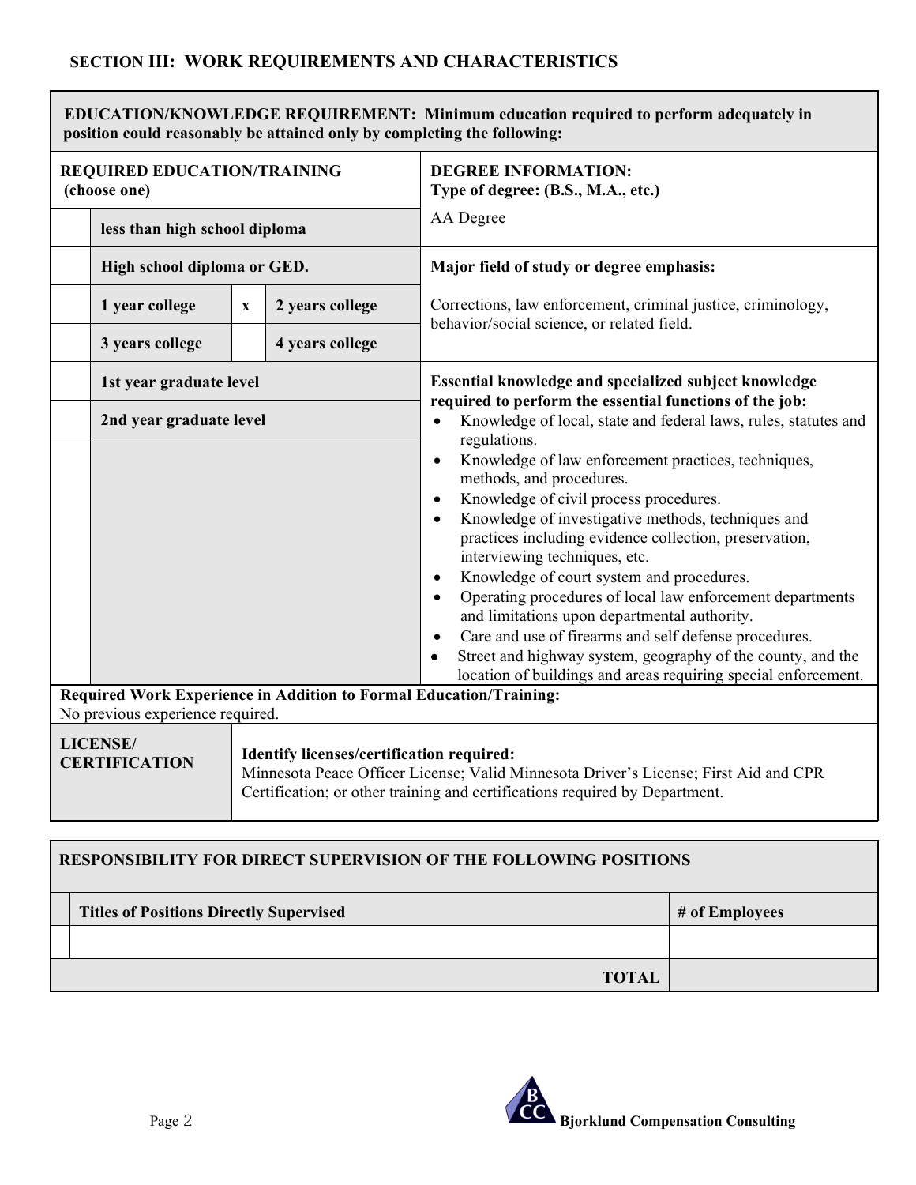## SECTION III: WORK REQUIREMENTS AND CHARACTERISTICS

**EDUCATION/KNOWLEDGE REQUIREMENT: Minimum education required to perform adequately in position could reasonably be attained only by completing the following:**

| | **REQUIRED EDUCATION/TRAINING (choose one)** | | |
|---|---|---|---|
| | less than high school diploma | | |
| | High school diploma or GED. | | |
| | 1 year college | x | 2 years college |
| | 3 years college | | 4 years college |
| | 1st year graduate level | | |
| | 2nd year graduate level | | |

**DEGREE INFORMATION:**
**Type of degree: (B.S., M.A., etc.)**

AA Degree

**Major field of study or degree emphasis:**

Corrections, law enforcement, criminal justice, criminology, behavior/social science, or related field.

**Essential knowledge and specialized subject knowledge required to perform the essential functions of the job:**

- Knowledge of local, state and federal laws, rules, statutes and regulations.
- Knowledge of law enforcement practices, techniques, methods, and procedures.
- Knowledge of civil process procedures.
- Knowledge of investigative methods, techniques and practices including evidence collection, preservation, interviewing techniques, etc.
- Knowledge of court system and procedures.
- Operating procedures of local law enforcement departments and limitations upon departmental authority.
- Care and use of firearms and self defense procedures.
- Street and highway system, geography of the county, and the location of buildings and areas requiring special enforcement.

**Required Work Experience in Addition to Formal Education/Training:**
No previous experience required.

| **LICENSE/ CERTIFICATION** | **Identify licenses/certification required:** Minnesota Peace Officer License; Valid Minnesota Driver's License; First Aid and CPR Certification; or other training and certifications required by Department. |
|---|---|

**RESPONSIBILITY FOR DIRECT SUPERVISION OF THE FOLLOWING POSITIONS**

| | **Titles of Positions Directly Supervised** | **# of Employees** |
|---|---|---|
| | | |
| | **TOTAL** | |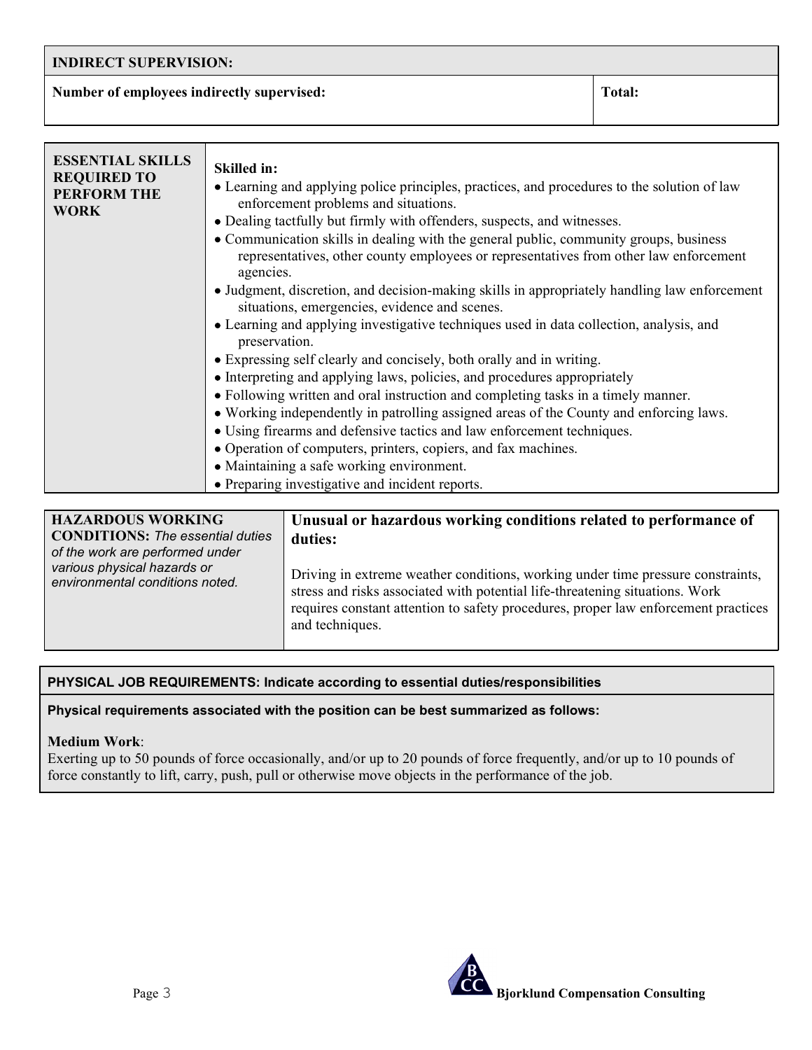| **INDIRECT SUPERVISION:** | |
|---|---|
| **Number of employees indirectly supervised:** | **Total:** |

| **ESSENTIAL SKILLS REQUIRED TO PERFORM THE WORK** | **Skilled in:**<br>• Learning and applying police principles, practices, and procedures to the solution of law enforcement problems and situations.<br>• Dealing tactfully but firmly with offenders, suspects, and witnesses.<br>• Communication skills in dealing with the general public, community groups, business representatives, other county employees or representatives from other law enforcement agencies.<br>• Judgment, discretion, and decision-making skills in appropriately handling law enforcement situations, emergencies, evidence and scenes.<br>• Learning and applying investigative techniques used in data collection, analysis, and preservation.<br>• Expressing self clearly and concisely, both orally and in writing.<br>• Interpreting and applying laws, policies, and procedures appropriately<br>• Following written and oral instruction and completing tasks in a timely manner.<br>• Working independently in patrolling assigned areas of the County and enforcing laws.<br>• Using firearms and defensive tactics and law enforcement techniques.<br>• Operation of computers, printers, copiers, and fax machines.<br>• Maintaining a safe working environment.<br>• Preparing investigative and incident reports. |
|---|---|

| **HAZARDOUS WORKING CONDITIONS:** *The essential duties of the work are performed under various physical hazards or environmental conditions noted.* | **Unusual or hazardous working conditions related to performance of duties:**<br><br>Driving in extreme weather conditions, working under time pressure constraints, stress and risks associated with potential life-threatening situations. Work requires constant attention to safety procedures, proper law enforcement practices and techniques. |
|---|---|

**PHYSICAL JOB REQUIREMENTS: Indicate according to essential duties/responsibilities**

**Physical requirements associated with the position can be best summarized as follows:**

**Medium Work**:
Exerting up to 50 pounds of force occasionally, and/or up to 20 pounds of force frequently, and/or up to 10 pounds of force constantly to lift, carry, push, pull or otherwise move objects in the performance of the job.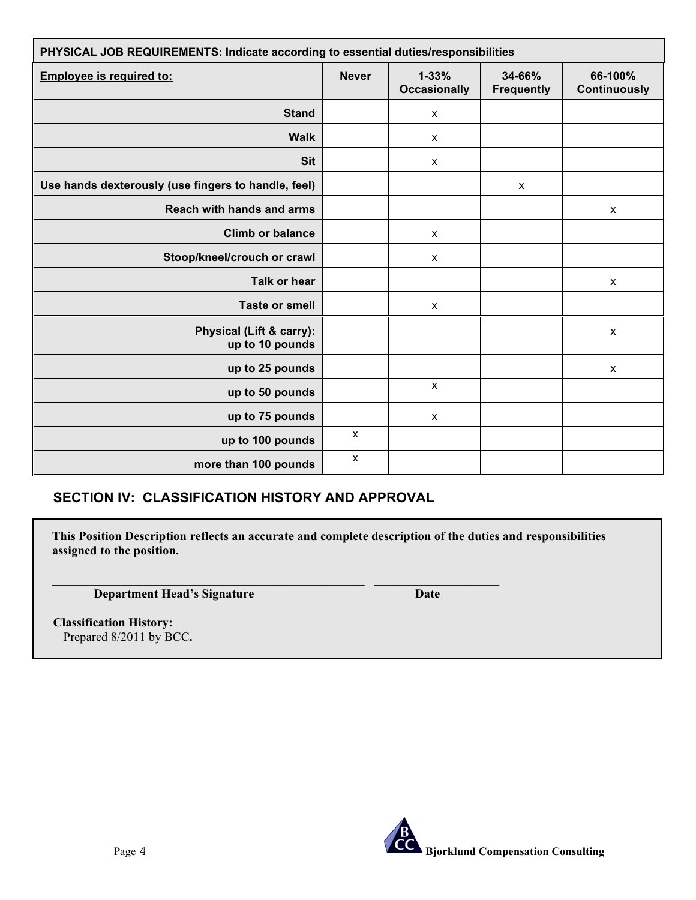| PHYSICAL JOB REQUIREMENTS: Indicate according to essential duties/responsibilities | | | | |
|---|---|---|---|---|
| **Employee is required to:** | **Never** | **1-33% Occasionally** | **34-66% Frequently** | **66-100% Continuously** |
| **Stand** | | x | | |
| **Walk** | | x | | |
| **Sit** | | x | | |
| **Use hands dexterously (use fingers to handle, feel)** | | | x | |
| **Reach with hands and arms** | | | | x |
| **Climb or balance** | | x | | |
| **Stoop/kneel/crouch or crawl** | | x | | |
| **Talk or hear** | | | | x |
| **Taste or smell** | | x | | |
| **Physical (Lift & carry): up to 10 pounds** | | | | x |
| **up to 25 pounds** | | | | x |
| **up to 50 pounds** | | x | | |
| **up to 75 pounds** | | x | | |
| **up to 100 pounds** | x | | | |
| **more than 100 pounds** | x | | | |

## SECTION IV: CLASSIFICATION HISTORY AND APPROVAL

**This Position Description reflects an accurate and complete description of the duties and responsibilities assigned to the position.**

**\_\_\_\_\_\_\_\_\_\_\_\_\_\_\_\_\_\_\_\_\_\_\_\_\_\_\_\_\_\_\_\_\_\_\_\_\_\_\_\_\_\_\_\_\_\_\_\_\_\_ \_\_\_\_\_\_\_\_\_\_\_\_\_\_\_\_\_\_\_\_**

**Department Head's Signature** **Date**

**Classification History:**
Prepared 8/2011 by BCC.